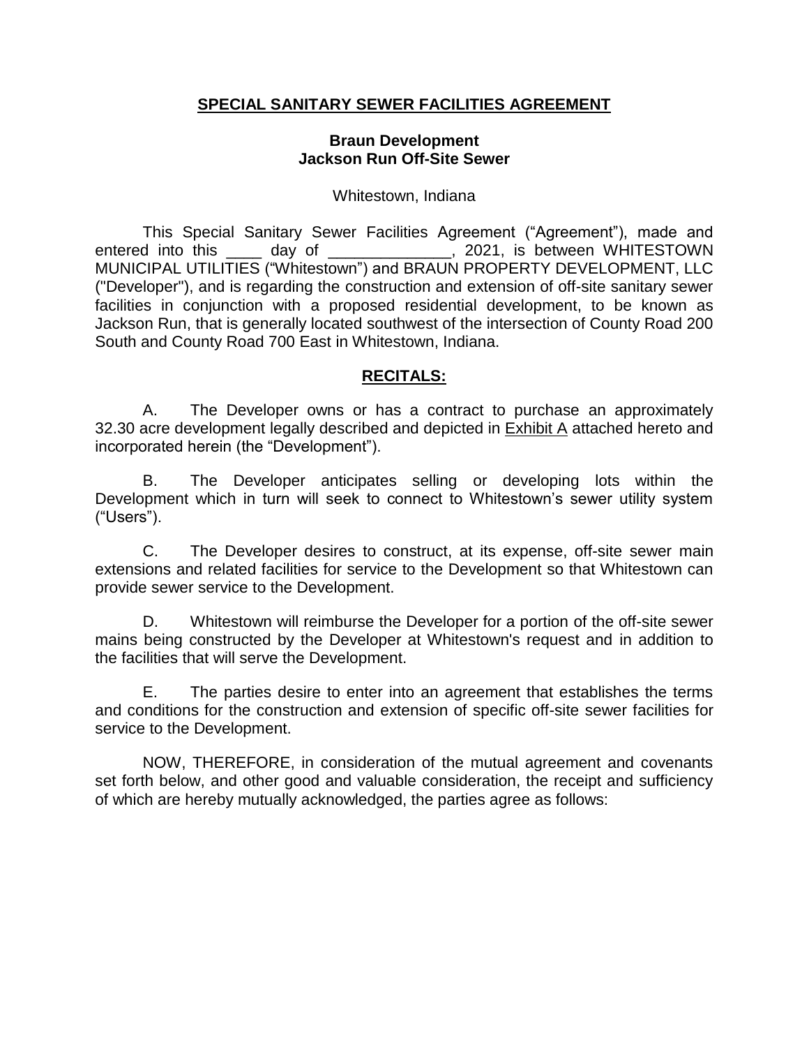# SPECIAL SANITARY SEWER FACILITIES AGREEMENT

**Braun Development**
**Jackson Run Off-Site Sewer**

Whitestown, Indiana

This Special Sanitary Sewer Facilities Agreement ("Agreement"), made and entered into this ____ day of ______________, 2021, is between WHITESTOWN MUNICIPAL UTILITIES ("Whitestown") and BRAUN PROPERTY DEVELOPMENT, LLC ("Developer"), and is regarding the construction and extension of off-site sanitary sewer facilities in conjunction with a proposed residential development, to be known as Jackson Run, that is generally located southwest of the intersection of County Road 200 South and County Road 700 East in Whitestown, Indiana.

## RECITALS:

A. The Developer owns or has a contract to purchase an approximately 32.30 acre development legally described and depicted in Exhibit A attached hereto and incorporated herein (the "Development").

B. The Developer anticipates selling or developing lots within the Development which in turn will seek to connect to Whitestown's sewer utility system ("Users").

C. The Developer desires to construct, at its expense, off-site sewer main extensions and related facilities for service to the Development so that Whitestown can provide sewer service to the Development.

D. Whitestown will reimburse the Developer for a portion of the off-site sewer mains being constructed by the Developer at Whitestown's request and in addition to the facilities that will serve the Development.

E. The parties desire to enter into an agreement that establishes the terms and conditions for the construction and extension of specific off-site sewer facilities for service to the Development.

NOW, THEREFORE, in consideration of the mutual agreement and covenants set forth below, and other good and valuable consideration, the receipt and sufficiency of which are hereby mutually acknowledged, the parties agree as follows: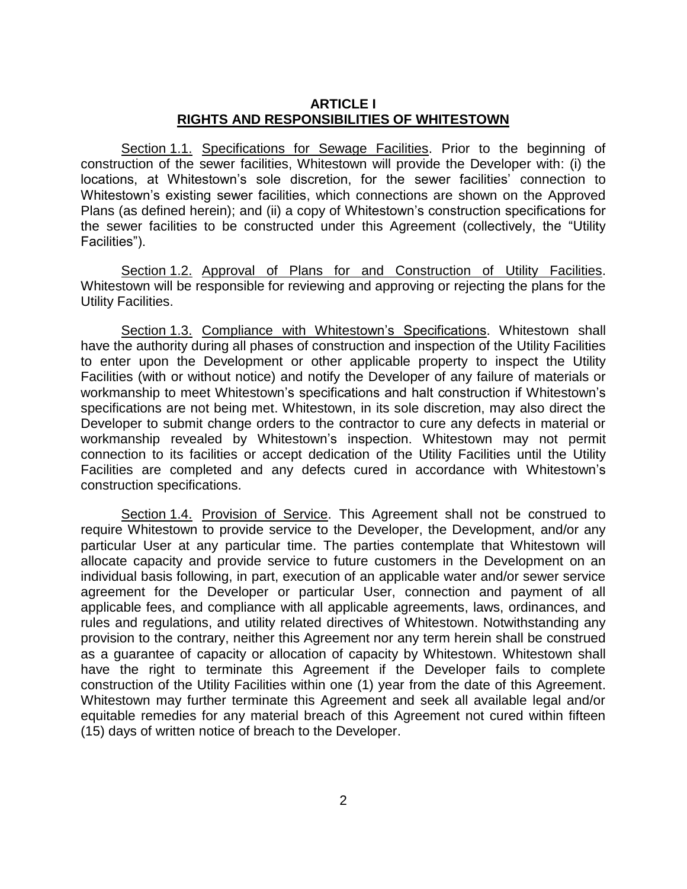## ARTICLE I
## RIGHTS AND RESPONSIBILITIES OF WHITESTOWN

Section 1.1. Specifications for Sewage Facilities. Prior to the beginning of construction of the sewer facilities, Whitestown will provide the Developer with: (i) the locations, at Whitestown's sole discretion, for the sewer facilities' connection to Whitestown's existing sewer facilities, which connections are shown on the Approved Plans (as defined herein); and (ii) a copy of Whitestown's construction specifications for the sewer facilities to be constructed under this Agreement (collectively, the "Utility Facilities").

Section 1.2. Approval of Plans for and Construction of Utility Facilities. Whitestown will be responsible for reviewing and approving or rejecting the plans for the Utility Facilities.

Section 1.3. Compliance with Whitestown's Specifications. Whitestown shall have the authority during all phases of construction and inspection of the Utility Facilities to enter upon the Development or other applicable property to inspect the Utility Facilities (with or without notice) and notify the Developer of any failure of materials or workmanship to meet Whitestown's specifications and halt construction if Whitestown's specifications are not being met. Whitestown, in its sole discretion, may also direct the Developer to submit change orders to the contractor to cure any defects in material or workmanship revealed by Whitestown's inspection. Whitestown may not permit connection to its facilities or accept dedication of the Utility Facilities until the Utility Facilities are completed and any defects cured in accordance with Whitestown's construction specifications.

Section 1.4. Provision of Service. This Agreement shall not be construed to require Whitestown to provide service to the Developer, the Development, and/or any particular User at any particular time. The parties contemplate that Whitestown will allocate capacity and provide service to future customers in the Development on an individual basis following, in part, execution of an applicable water and/or sewer service agreement for the Developer or particular User, connection and payment of all applicable fees, and compliance with all applicable agreements, laws, ordinances, and rules and regulations, and utility related directives of Whitestown. Notwithstanding any provision to the contrary, neither this Agreement nor any term herein shall be construed as a guarantee of capacity or allocation of capacity by Whitestown. Whitestown shall have the right to terminate this Agreement if the Developer fails to complete construction of the Utility Facilities within one (1) year from the date of this Agreement. Whitestown may further terminate this Agreement and seek all available legal and/or equitable remedies for any material breach of this Agreement not cured within fifteen (15) days of written notice of breach to the Developer.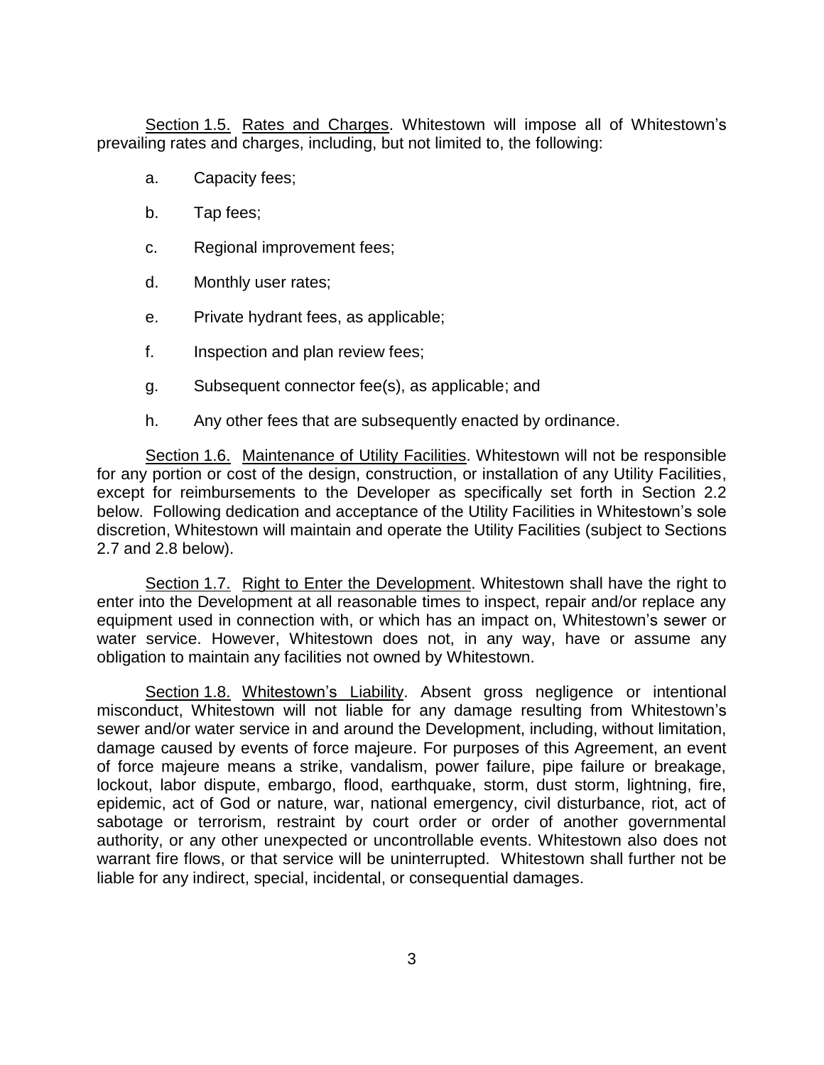Section 1.5. Rates and Charges. Whitestown will impose all of Whitestown's prevailing rates and charges, including, but not limited to, the following:

a. Capacity fees;

b. Tap fees;

c. Regional improvement fees;

d. Monthly user rates;

e. Private hydrant fees, as applicable;

f. Inspection and plan review fees;

g. Subsequent connector fee(s), as applicable; and

h. Any other fees that are subsequently enacted by ordinance.

Section 1.6. Maintenance of Utility Facilities. Whitestown will not be responsible for any portion or cost of the design, construction, or installation of any Utility Facilities, except for reimbursements to the Developer as specifically set forth in Section 2.2 below. Following dedication and acceptance of the Utility Facilities in Whitestown's sole discretion, Whitestown will maintain and operate the Utility Facilities (subject to Sections 2.7 and 2.8 below).

Section 1.7. Right to Enter the Development. Whitestown shall have the right to enter into the Development at all reasonable times to inspect, repair and/or replace any equipment used in connection with, or which has an impact on, Whitestown's sewer or water service. However, Whitestown does not, in any way, have or assume any obligation to maintain any facilities not owned by Whitestown.

Section 1.8. Whitestown's Liability. Absent gross negligence or intentional misconduct, Whitestown will not liable for any damage resulting from Whitestown's sewer and/or water service in and around the Development, including, without limitation, damage caused by events of force majeure. For purposes of this Agreement, an event of force majeure means a strike, vandalism, power failure, pipe failure or breakage, lockout, labor dispute, embargo, flood, earthquake, storm, dust storm, lightning, fire, epidemic, act of God or nature, war, national emergency, civil disturbance, riot, act of sabotage or terrorism, restraint by court order or order of another governmental authority, or any other unexpected or uncontrollable events. Whitestown also does not warrant fire flows, or that service will be uninterrupted. Whitestown shall further not be liable for any indirect, special, incidental, or consequential damages.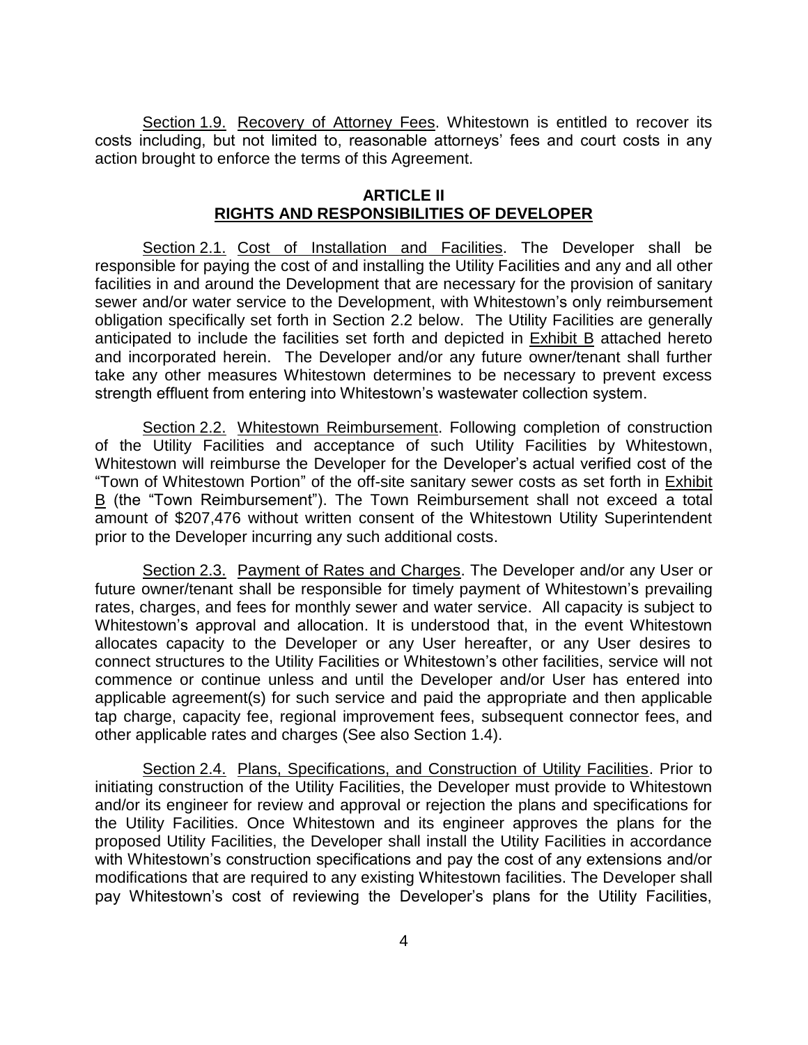Section 1.9. Recovery of Attorney Fees. Whitestown is entitled to recover its costs including, but not limited to, reasonable attorneys' fees and court costs in any action brought to enforce the terms of this Agreement.

## ARTICLE II
## RIGHTS AND RESPONSIBILITIES OF DEVELOPER

Section 2.1. Cost of Installation and Facilities. The Developer shall be responsible for paying the cost of and installing the Utility Facilities and any and all other facilities in and around the Development that are necessary for the provision of sanitary sewer and/or water service to the Development, with Whitestown's only reimbursement obligation specifically set forth in Section 2.2 below. The Utility Facilities are generally anticipated to include the facilities set forth and depicted in Exhibit B attached hereto and incorporated herein. The Developer and/or any future owner/tenant shall further take any other measures Whitestown determines to be necessary to prevent excess strength effluent from entering into Whitestown's wastewater collection system.

Section 2.2. Whitestown Reimbursement. Following completion of construction of the Utility Facilities and acceptance of such Utility Facilities by Whitestown, Whitestown will reimburse the Developer for the Developer's actual verified cost of the "Town of Whitestown Portion" of the off-site sanitary sewer costs as set forth in Exhibit B (the "Town Reimbursement"). The Town Reimbursement shall not exceed a total amount of $207,476 without written consent of the Whitestown Utility Superintendent prior to the Developer incurring any such additional costs.

Section 2.3. Payment of Rates and Charges. The Developer and/or any User or future owner/tenant shall be responsible for timely payment of Whitestown's prevailing rates, charges, and fees for monthly sewer and water service. All capacity is subject to Whitestown's approval and allocation. It is understood that, in the event Whitestown allocates capacity to the Developer or any User hereafter, or any User desires to connect structures to the Utility Facilities or Whitestown's other facilities, service will not commence or continue unless and until the Developer and/or User has entered into applicable agreement(s) for such service and paid the appropriate and then applicable tap charge, capacity fee, regional improvement fees, subsequent connector fees, and other applicable rates and charges (See also Section 1.4).

Section 2.4. Plans, Specifications, and Construction of Utility Facilities. Prior to initiating construction of the Utility Facilities, the Developer must provide to Whitestown and/or its engineer for review and approval or rejection the plans and specifications for the Utility Facilities. Once Whitestown and its engineer approves the plans for the proposed Utility Facilities, the Developer shall install the Utility Facilities in accordance with Whitestown's construction specifications and pay the cost of any extensions and/or modifications that are required to any existing Whitestown facilities. The Developer shall pay Whitestown's cost of reviewing the Developer's plans for the Utility Facilities,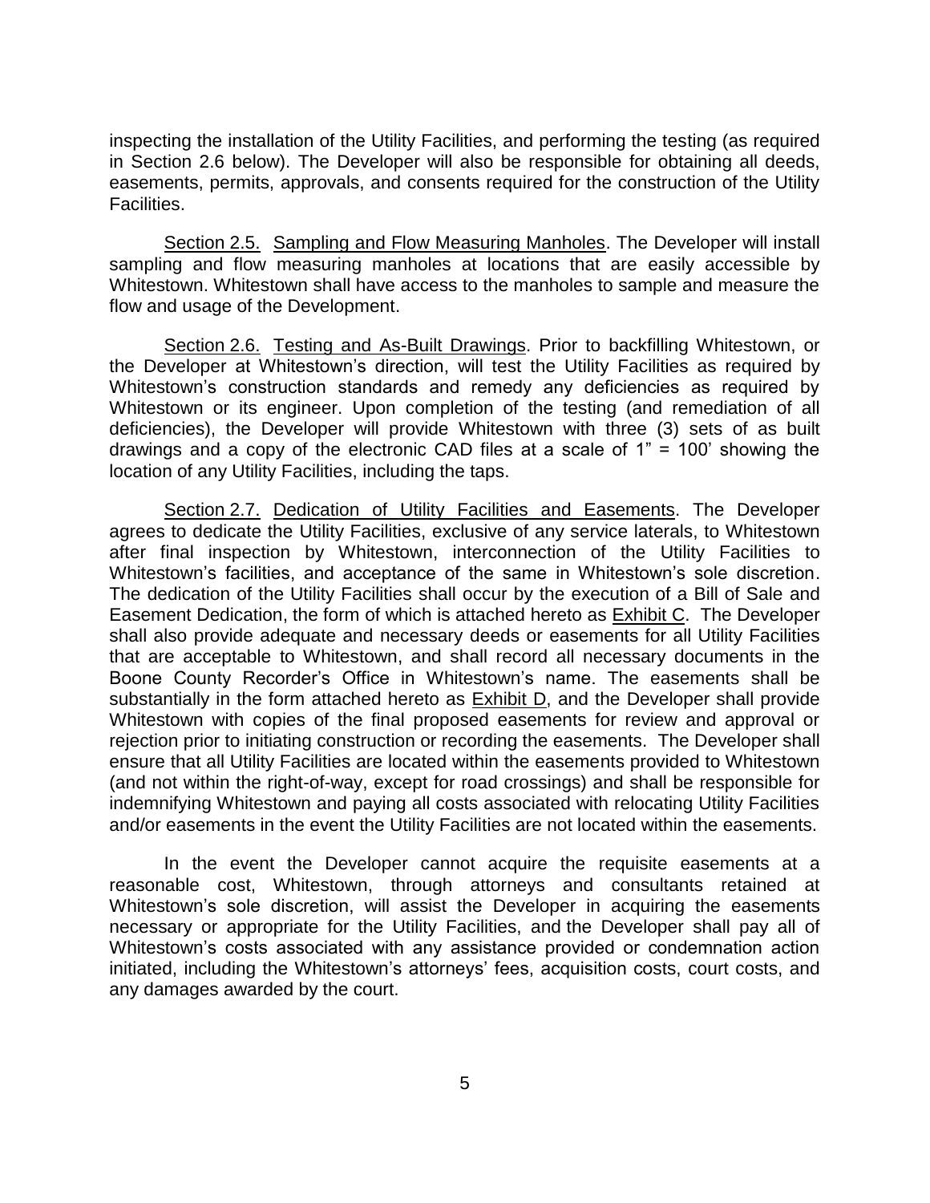inspecting the installation of the Utility Facilities, and performing the testing (as required in Section 2.6 below). The Developer will also be responsible for obtaining all deeds, easements, permits, approvals, and consents required for the construction of the Utility Facilities.

Section 2.5. Sampling and Flow Measuring Manholes. The Developer will install sampling and flow measuring manholes at locations that are easily accessible by Whitestown. Whitestown shall have access to the manholes to sample and measure the flow and usage of the Development.

Section 2.6. Testing and As-Built Drawings. Prior to backfilling Whitestown, or the Developer at Whitestown's direction, will test the Utility Facilities as required by Whitestown's construction standards and remedy any deficiencies as required by Whitestown or its engineer. Upon completion of the testing (and remediation of all deficiencies), the Developer will provide Whitestown with three (3) sets of as built drawings and a copy of the electronic CAD files at a scale of 1" = 100' showing the location of any Utility Facilities, including the taps.

Section 2.7. Dedication of Utility Facilities and Easements. The Developer agrees to dedicate the Utility Facilities, exclusive of any service laterals, to Whitestown after final inspection by Whitestown, interconnection of the Utility Facilities to Whitestown's facilities, and acceptance of the same in Whitestown's sole discretion. The dedication of the Utility Facilities shall occur by the execution of a Bill of Sale and Easement Dedication, the form of which is attached hereto as Exhibit C. The Developer shall also provide adequate and necessary deeds or easements for all Utility Facilities that are acceptable to Whitestown, and shall record all necessary documents in the Boone County Recorder's Office in Whitestown's name. The easements shall be substantially in the form attached hereto as Exhibit D, and the Developer shall provide Whitestown with copies of the final proposed easements for review and approval or rejection prior to initiating construction or recording the easements. The Developer shall ensure that all Utility Facilities are located within the easements provided to Whitestown (and not within the right-of-way, except for road crossings) and shall be responsible for indemnifying Whitestown and paying all costs associated with relocating Utility Facilities and/or easements in the event the Utility Facilities are not located within the easements.

In the event the Developer cannot acquire the requisite easements at a reasonable cost, Whitestown, through attorneys and consultants retained at Whitestown's sole discretion, will assist the Developer in acquiring the easements necessary or appropriate for the Utility Facilities, and the Developer shall pay all of Whitestown's costs associated with any assistance provided or condemnation action initiated, including the Whitestown's attorneys' fees, acquisition costs, court costs, and any damages awarded by the court.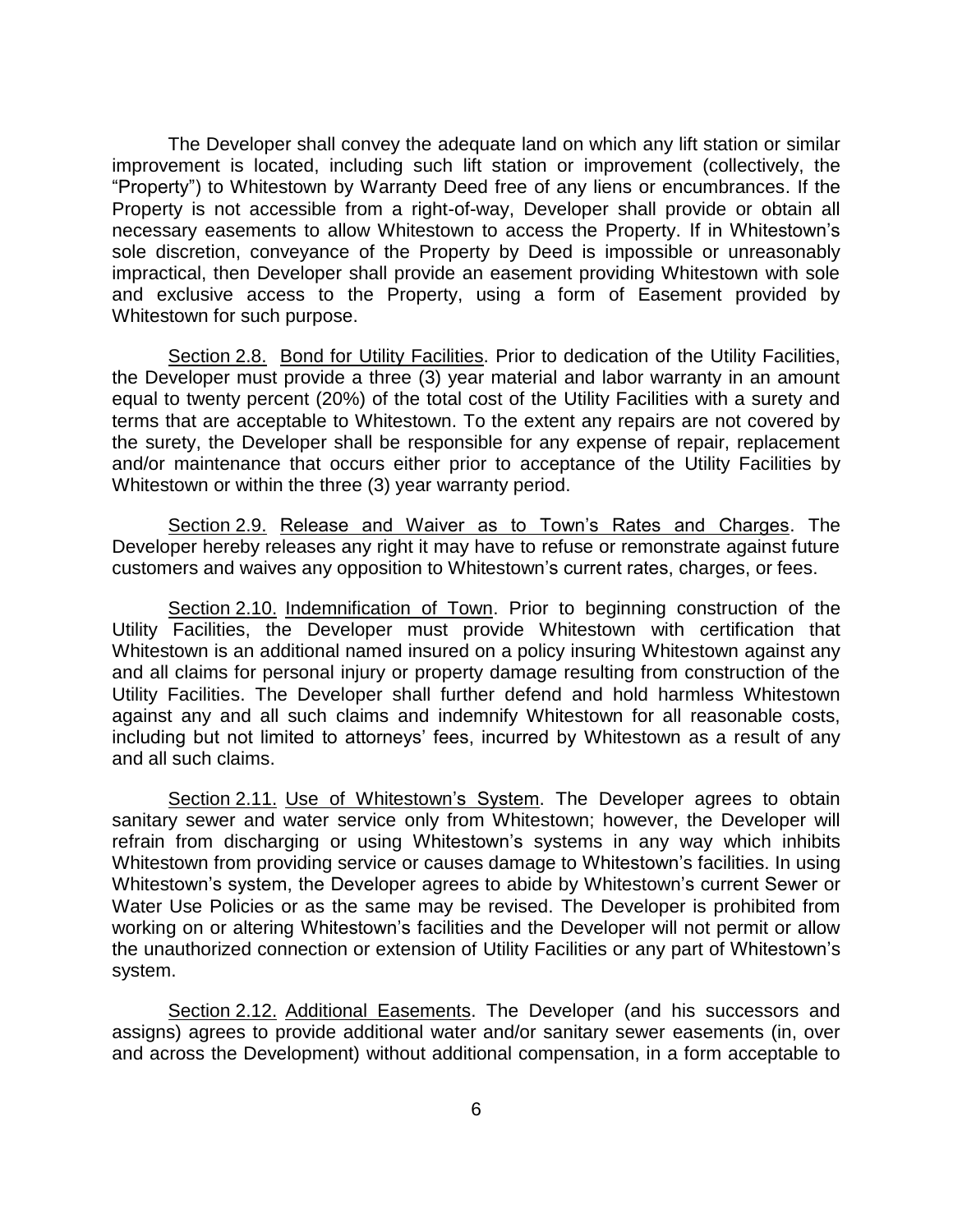The Developer shall convey the adequate land on which any lift station or similar improvement is located, including such lift station or improvement (collectively, the "Property") to Whitestown by Warranty Deed free of any liens or encumbrances. If the Property is not accessible from a right-of-way, Developer shall provide or obtain all necessary easements to allow Whitestown to access the Property. If in Whitestown's sole discretion, conveyance of the Property by Deed is impossible or unreasonably impractical, then Developer shall provide an easement providing Whitestown with sole and exclusive access to the Property, using a form of Easement provided by Whitestown for such purpose.

Section 2.8. Bond for Utility Facilities. Prior to dedication of the Utility Facilities, the Developer must provide a three (3) year material and labor warranty in an amount equal to twenty percent (20%) of the total cost of the Utility Facilities with a surety and terms that are acceptable to Whitestown. To the extent any repairs are not covered by the surety, the Developer shall be responsible for any expense of repair, replacement and/or maintenance that occurs either prior to acceptance of the Utility Facilities by Whitestown or within the three (3) year warranty period.

Section 2.9. Release and Waiver as to Town's Rates and Charges. The Developer hereby releases any right it may have to refuse or remonstrate against future customers and waives any opposition to Whitestown's current rates, charges, or fees.

Section 2.10. Indemnification of Town. Prior to beginning construction of the Utility Facilities, the Developer must provide Whitestown with certification that Whitestown is an additional named insured on a policy insuring Whitestown against any and all claims for personal injury or property damage resulting from construction of the Utility Facilities. The Developer shall further defend and hold harmless Whitestown against any and all such claims and indemnify Whitestown for all reasonable costs, including but not limited to attorneys' fees, incurred by Whitestown as a result of any and all such claims.

Section 2.11. Use of Whitestown's System. The Developer agrees to obtain sanitary sewer and water service only from Whitestown; however, the Developer will refrain from discharging or using Whitestown's systems in any way which inhibits Whitestown from providing service or causes damage to Whitestown's facilities. In using Whitestown's system, the Developer agrees to abide by Whitestown's current Sewer or Water Use Policies or as the same may be revised. The Developer is prohibited from working on or altering Whitestown's facilities and the Developer will not permit or allow the unauthorized connection or extension of Utility Facilities or any part of Whitestown's system.

Section 2.12. Additional Easements. The Developer (and his successors and assigns) agrees to provide additional water and/or sanitary sewer easements (in, over and across the Development) without additional compensation, in a form acceptable to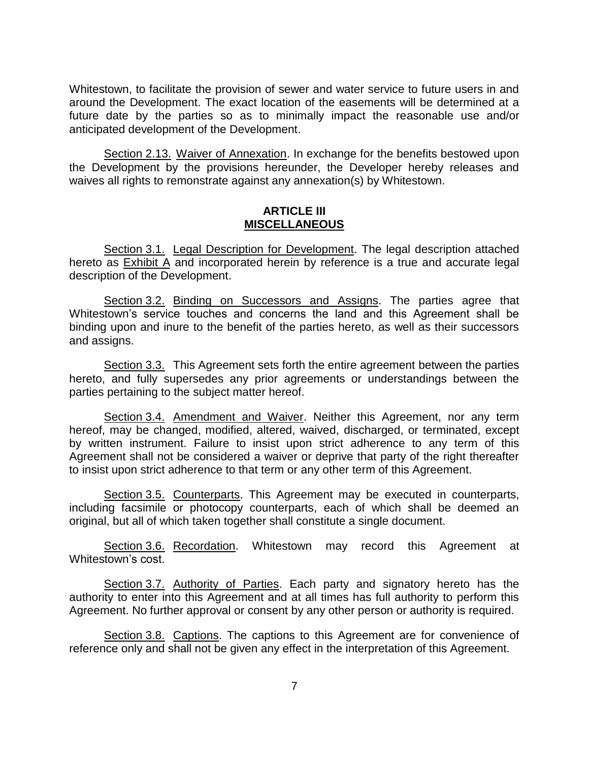Whitestown, to facilitate the provision of sewer and water service to future users in and around the Development. The exact location of the easements will be determined at a future date by the parties so as to minimally impact the reasonable use and/or anticipated development of the Development.

Section 2.13. Waiver of Annexation. In exchange for the benefits bestowed upon the Development by the provisions hereunder, the Developer hereby releases and waives all rights to remonstrate against any annexation(s) by Whitestown.

## ARTICLE III
## MISCELLANEOUS

Section 3.1. Legal Description for Development. The legal description attached hereto as Exhibit A and incorporated herein by reference is a true and accurate legal description of the Development.

Section 3.2. Binding on Successors and Assigns. The parties agree that Whitestown's service touches and concerns the land and this Agreement shall be binding upon and inure to the benefit of the parties hereto, as well as their successors and assigns.

Section 3.3. This Agreement sets forth the entire agreement between the parties hereto, and fully supersedes any prior agreements or understandings between the parties pertaining to the subject matter hereof.

Section 3.4. Amendment and Waiver. Neither this Agreement, nor any term hereof, may be changed, modified, altered, waived, discharged, or terminated, except by written instrument. Failure to insist upon strict adherence to any term of this Agreement shall not be considered a waiver or deprive that party of the right thereafter to insist upon strict adherence to that term or any other term of this Agreement.

Section 3.5. Counterparts. This Agreement may be executed in counterparts, including facsimile or photocopy counterparts, each of which shall be deemed an original, but all of which taken together shall constitute a single document.

Section 3.6. Recordation. Whitestown may record this Agreement at Whitestown's cost.

Section 3.7. Authority of Parties. Each party and signatory hereto has the authority to enter into this Agreement and at all times has full authority to perform this Agreement. No further approval or consent by any other person or authority is required.

Section 3.8. Captions. The captions to this Agreement are for convenience of reference only and shall not be given any effect in the interpretation of this Agreement.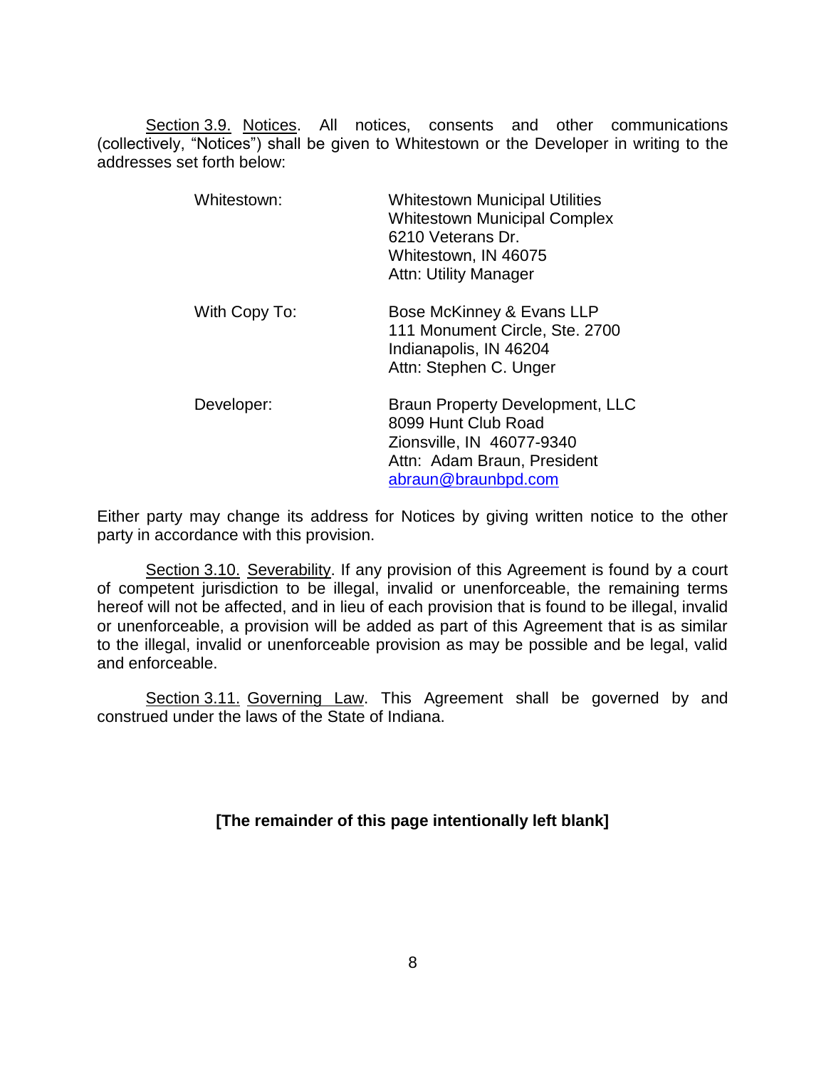Section 3.9. Notices. All notices, consents and other communications (collectively, "Notices") shall be given to Whitestown or the Developer in writing to the addresses set forth below:

| | |
|---|---|
| Whitestown: | Whitestown Municipal Utilities<br>Whitestown Municipal Complex<br>6210 Veterans Dr.<br>Whitestown, IN 46075<br>Attn: Utility Manager |
| With Copy To: | Bose McKinney & Evans LLP<br>111 Monument Circle, Ste. 2700<br>Indianapolis, IN 46204<br>Attn: Stephen C. Unger |
| Developer: | Braun Property Development, LLC<br>8099 Hunt Club Road<br>Zionsville, IN 46077-9340<br>Attn: Adam Braun, President<br>abraun@braunbpd.com |

Either party may change its address for Notices by giving written notice to the other party in accordance with this provision.

Section 3.10. Severability. If any provision of this Agreement is found by a court of competent jurisdiction to be illegal, invalid or unenforceable, the remaining terms hereof will not be affected, and in lieu of each provision that is found to be illegal, invalid or unenforceable, a provision will be added as part of this Agreement that is as similar to the illegal, invalid or unenforceable provision as may be possible and be legal, valid and enforceable.

Section 3.11. Governing Law. This Agreement shall be governed by and construed under the laws of the State of Indiana.

**[The remainder of this page intentionally left blank]**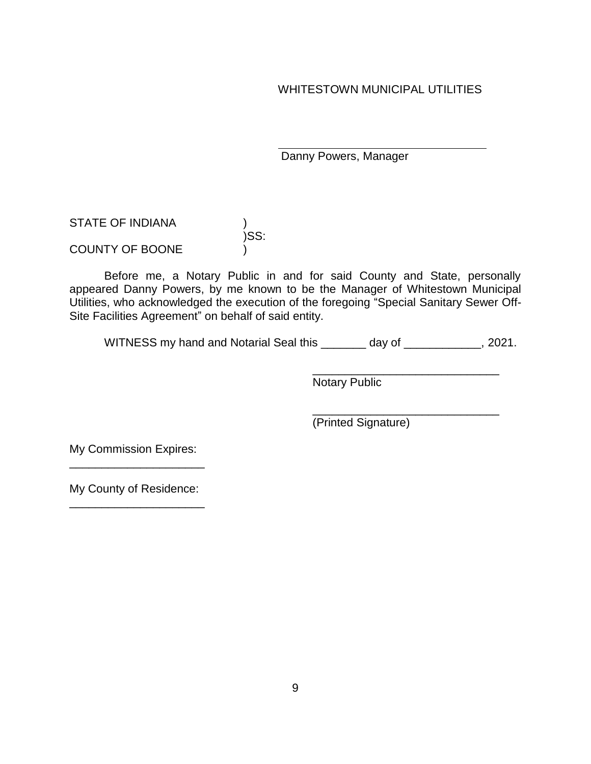WHITESTOWN MUNICIPAL UTILITIES

\_\_\_\_\_\_\_\_\_\_\_\_\_\_\_\_\_\_\_\_\_\_\_\_\_\_\_\_\_\_\_\_
Danny Powers, Manager

STATE OF INDIANA )
)SS:
COUNTY OF BOONE )

Before me, a Notary Public in and for said County and State, personally appeared Danny Powers, by me known to be the Manager of Whitestown Municipal Utilities, who acknowledged the execution of the foregoing "Special Sanitary Sewer Off-Site Facilities Agreement" on behalf of said entity.

WITNESS my hand and Notarial Seal this _______ day of ____________, 2021.

_____________________________
Notary Public

_____________________________
(Printed Signature)

My Commission Expires:
_____________________

My County of Residence:
_____________________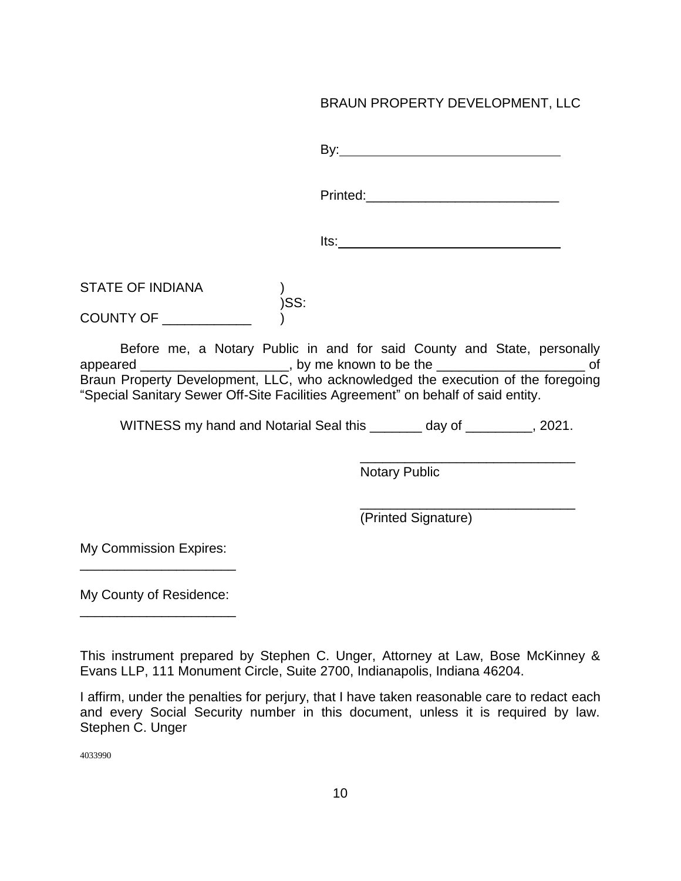BRAUN PROPERTY DEVELOPMENT, LLC

By:_______________________________

Printed:___________________________

Its:_______________________________

STATE OF INDIANA )
)SS:
COUNTY OF ____________ )

Before me, a Notary Public in and for said County and State, personally appeared ____________________, by me known to be the ____________________ of Braun Property Development, LLC, who acknowledged the execution of the foregoing "Special Sanitary Sewer Off-Site Facilities Agreement" on behalf of said entity.

WITNESS my hand and Notarial Seal this _______ day of _________, 2021.

______________________________
Notary Public

______________________________
(Printed Signature)

My Commission Expires:
_____________________

My County of Residence:
_____________________

This instrument prepared by Stephen C. Unger, Attorney at Law, Bose McKinney & Evans LLP, 111 Monument Circle, Suite 2700, Indianapolis, Indiana 46204.

I affirm, under the penalties for perjury, that I have taken reasonable care to redact each and every Social Security number in this document, unless it is required by law. Stephen C. Unger

4033990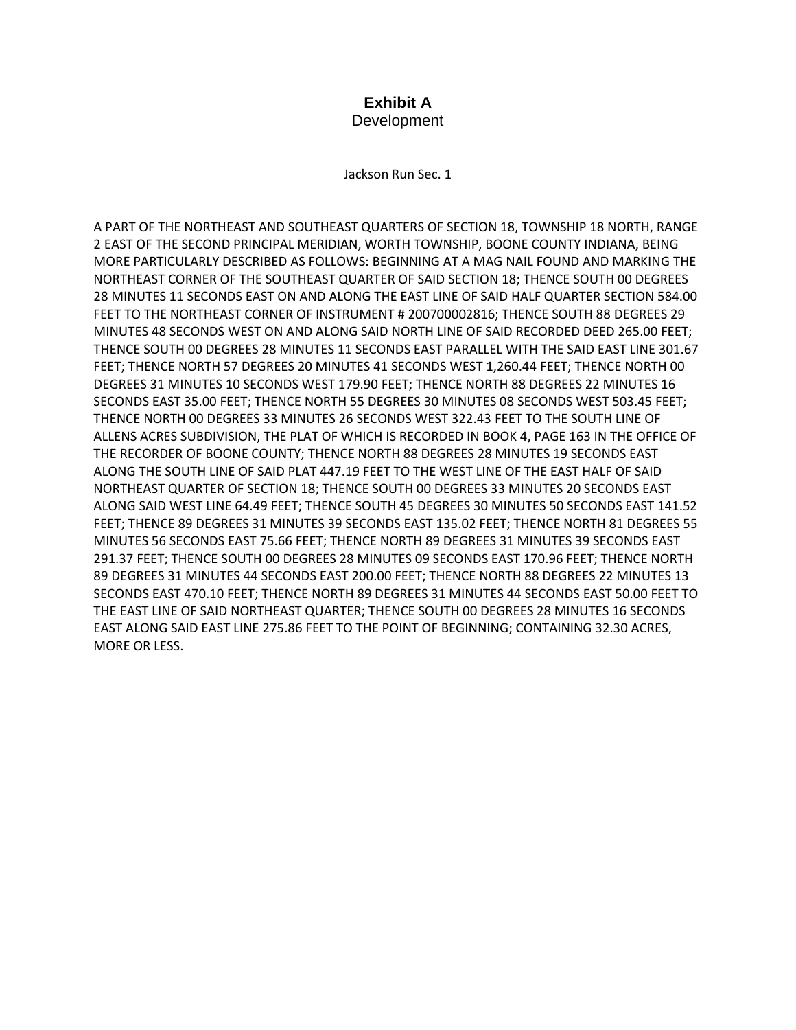# Exhibit A
Development

Jackson Run Sec. 1

A PART OF THE NORTHEAST AND SOUTHEAST QUARTERS OF SECTION 18, TOWNSHIP 18 NORTH, RANGE 2 EAST OF THE SECOND PRINCIPAL MERIDIAN, WORTH TOWNSHIP, BOONE COUNTY INDIANA, BEING MORE PARTICULARLY DESCRIBED AS FOLLOWS: BEGINNING AT A MAG NAIL FOUND AND MARKING THE NORTHEAST CORNER OF THE SOUTHEAST QUARTER OF SAID SECTION 18; THENCE SOUTH 00 DEGREES 28 MINUTES 11 SECONDS EAST ON AND ALONG THE EAST LINE OF SAID HALF QUARTER SECTION 584.00 FEET TO THE NORTHEAST CORNER OF INSTRUMENT # 200700002816; THENCE SOUTH 88 DEGREES 29 MINUTES 48 SECONDS WEST ON AND ALONG SAID NORTH LINE OF SAID RECORDED DEED 265.00 FEET; THENCE SOUTH 00 DEGREES 28 MINUTES 11 SECONDS EAST PARALLEL WITH THE SAID EAST LINE 301.67 FEET; THENCE NORTH 57 DEGREES 20 MINUTES 41 SECONDS WEST 1,260.44 FEET; THENCE NORTH 00 DEGREES 31 MINUTES 10 SECONDS WEST 179.90 FEET; THENCE NORTH 88 DEGREES 22 MINUTES 16 SECONDS EAST 35.00 FEET; THENCE NORTH 55 DEGREES 30 MINUTES 08 SECONDS WEST 503.45 FEET; THENCE NORTH 00 DEGREES 33 MINUTES 26 SECONDS WEST 322.43 FEET TO THE SOUTH LINE OF ALLENS ACRES SUBDIVISION, THE PLAT OF WHICH IS RECORDED IN BOOK 4, PAGE 163 IN THE OFFICE OF THE RECORDER OF BOONE COUNTY; THENCE NORTH 88 DEGREES 28 MINUTES 19 SECONDS EAST ALONG THE SOUTH LINE OF SAID PLAT 447.19 FEET TO THE WEST LINE OF THE EAST HALF OF SAID NORTHEAST QUARTER OF SECTION 18; THENCE SOUTH 00 DEGREES 33 MINUTES 20 SECONDS EAST ALONG SAID WEST LINE 64.49 FEET; THENCE SOUTH 45 DEGREES 30 MINUTES 50 SECONDS EAST 141.52 FEET; THENCE 89 DEGREES 31 MINUTES 39 SECONDS EAST 135.02 FEET; THENCE NORTH 81 DEGREES 55 MINUTES 56 SECONDS EAST 75.66 FEET; THENCE NORTH 89 DEGREES 31 MINUTES 39 SECONDS EAST 291.37 FEET; THENCE SOUTH 00 DEGREES 28 MINUTES 09 SECONDS EAST 170.96 FEET; THENCE NORTH 89 DEGREES 31 MINUTES 44 SECONDS EAST 200.00 FEET; THENCE NORTH 88 DEGREES 22 MINUTES 13 SECONDS EAST 470.10 FEET; THENCE NORTH 89 DEGREES 31 MINUTES 44 SECONDS EAST 50.00 FEET TO THE EAST LINE OF SAID NORTHEAST QUARTER; THENCE SOUTH 00 DEGREES 28 MINUTES 16 SECONDS EAST ALONG SAID EAST LINE 275.86 FEET TO THE POINT OF BEGINNING; CONTAINING 32.30 ACRES, MORE OR LESS.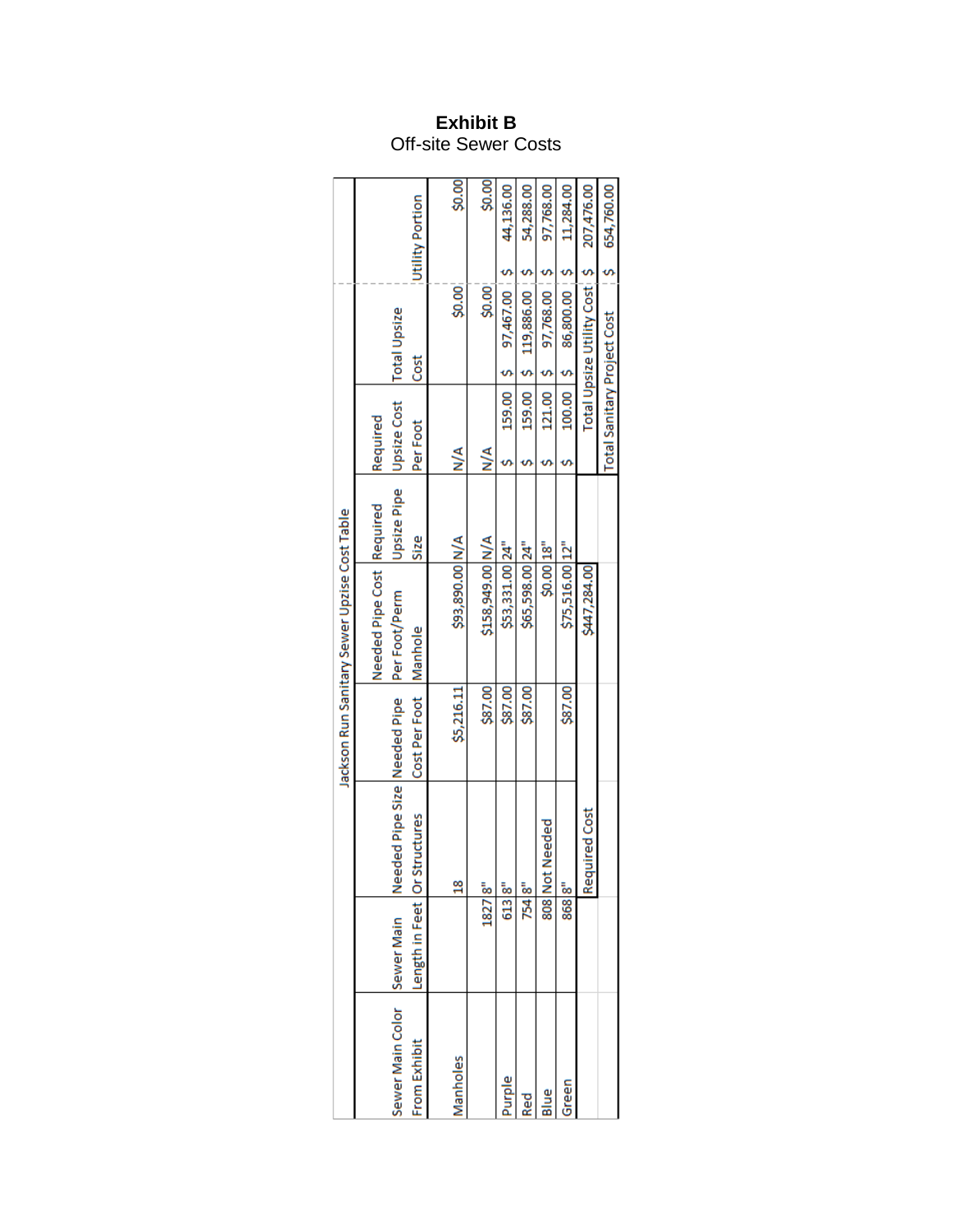**Exhibit B**
Off-site Sewer Costs

Jackson Run Sanitary Sewer Upzise Cost Table

| Sewer Main Color From Exhibit | Sewer Main Length in Feet | Needed Pipe Size Or Structures | Needed Pipe Cost Per Foot | Needed Pipe Cost Per Foot/Perm Manhole | Required Upsize Pipe Size | Required Upsize Cost Per Foot | Total Upsize Cost | Utility Portion |
|---|---|---|---|---|---|---|---|---|
| Manholes | | 18 | $5,216.11 | $93,890.00 | N/A | N/A | $0.00 | $0.00 |
| | 1827 | 8" | $87.00 | $158,949.00 | N/A | N/A | $0.00 | $0.00 |
| Purple | 613 | 8" | $87.00 | $53,331.00 | 24" | $ 159.00 | $ 97,467.00 | $ 44,136.00 |
| Red | 754 | 8" | $87.00 | $65,598.00 | 24" | $ 159.00 | $ 119,886.00 | $ 54,288.00 |
| Blue | 808 | Not Needed | | $0.00 | 18" | $ 121.00 | $ 97,768.00 | $ 97,768.00 |
| Green | 868 | 8" | $87.00 | $75,516.00 | 12" | $ 100.00 | $ 86,800.00 | $ 11,284.00 |
| | | Required Cost | | $447,284.00 | | Total Upsize Utility Cost | | $ 207,476.00 |
| | | | | | | Total Sanitary Project Cost | | $ 654,760.00 |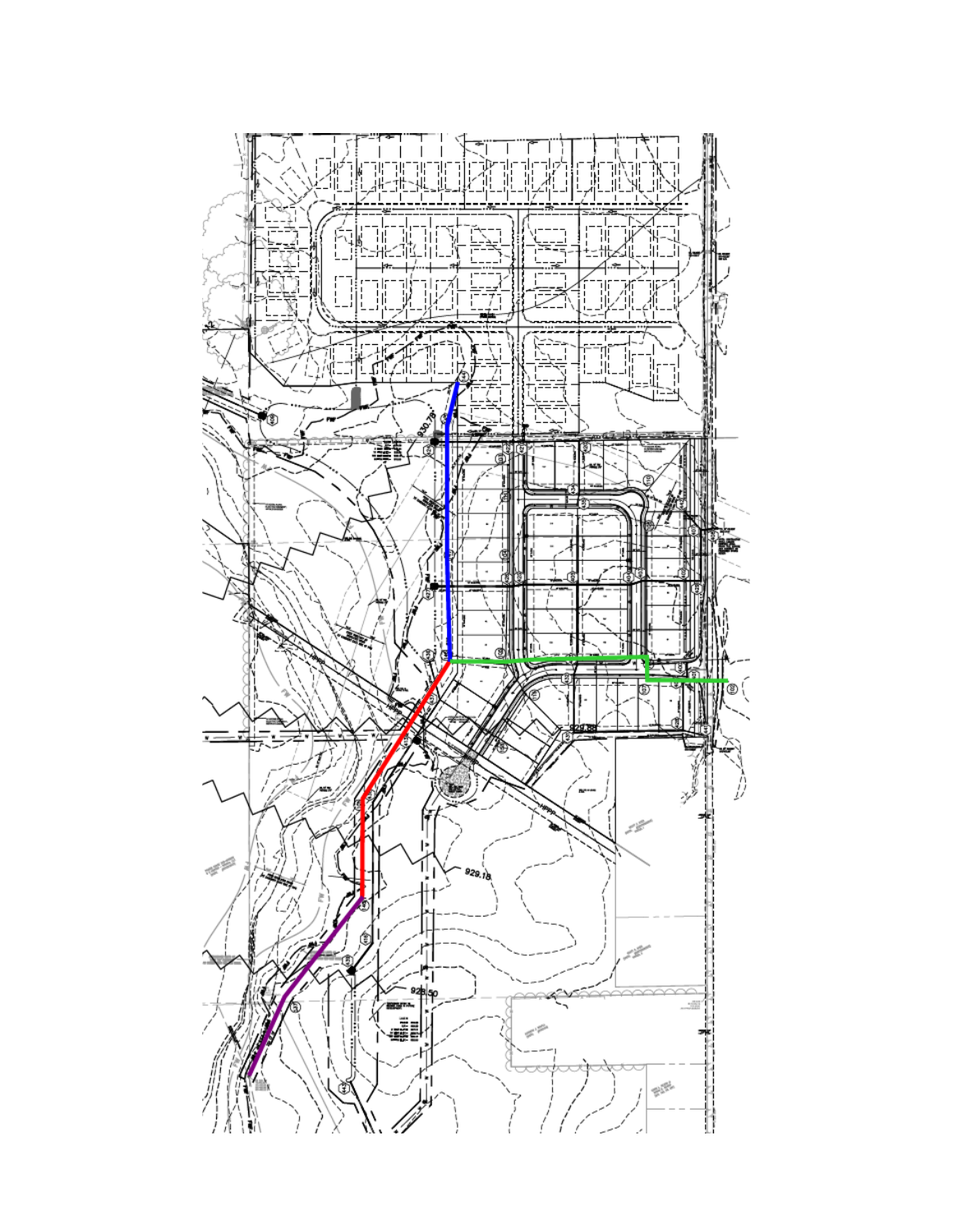930.76

929.88

929.18

928.50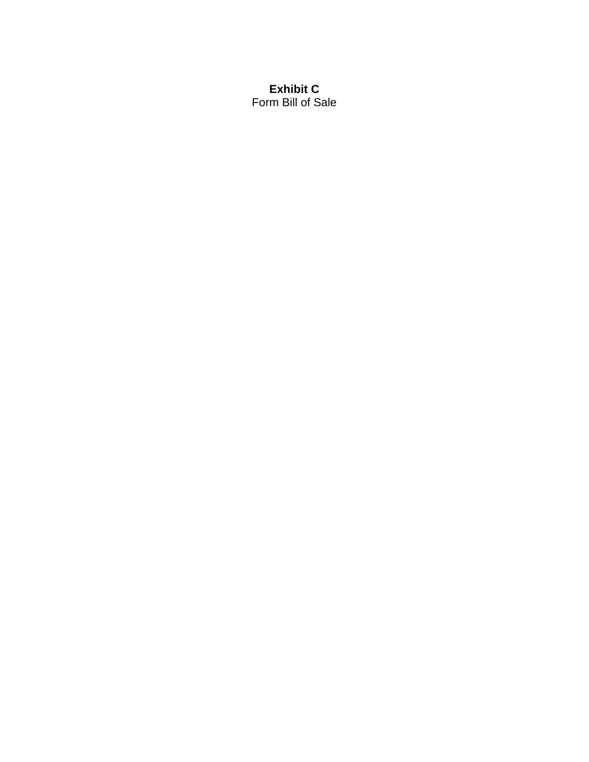**Exhibit C**
Form Bill of Sale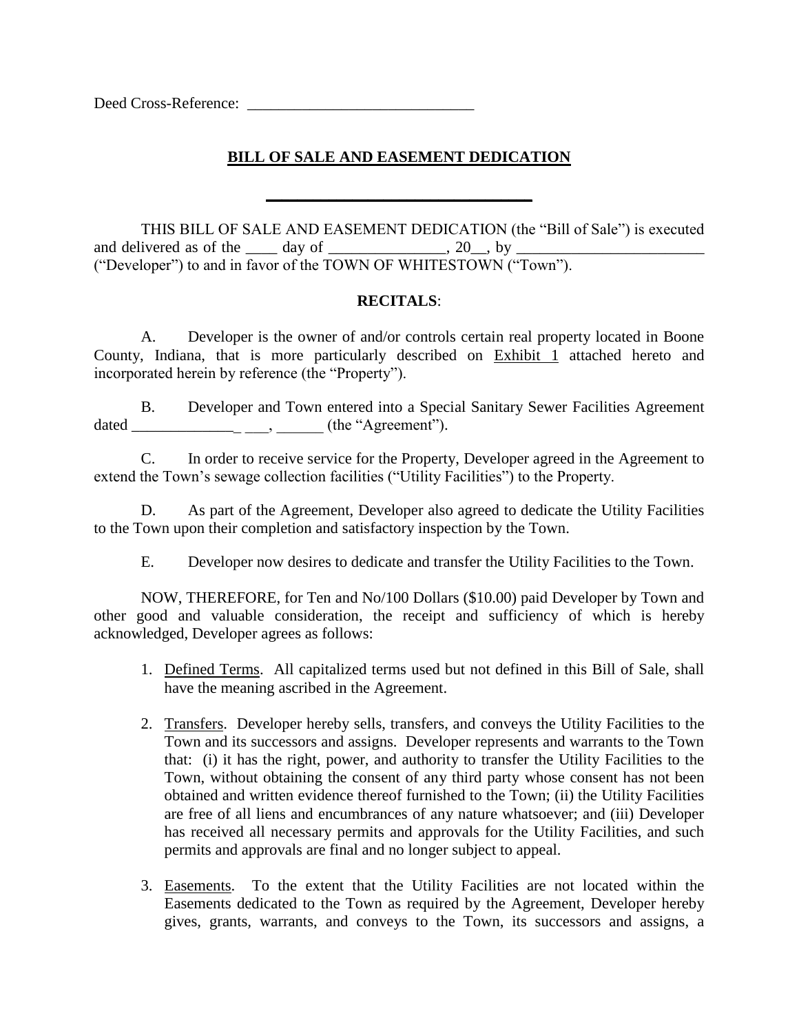Deed Cross-Reference: ______________________________

## BILL OF SALE AND EASEMENT DEDICATION

THIS BILL OF SALE AND EASEMENT DEDICATION (the "Bill of Sale") is executed and delivered as of the ____ day of _______________, 20__, by ________________________ ("Developer") to and in favor of the TOWN OF WHITESTOWN ("Town").

**RECITALS**:

A. Developer is the owner of and/or controls certain real property located in Boone County, Indiana, that is more particularly described on Exhibit 1 attached hereto and incorporated herein by reference (the "Property").

B. Developer and Town entered into a Special Sanitary Sewer Facilities Agreement dated ______________ ___, ______ (the "Agreement").

C. In order to receive service for the Property, Developer agreed in the Agreement to extend the Town's sewage collection facilities ("Utility Facilities") to the Property.

D. As part of the Agreement, Developer also agreed to dedicate the Utility Facilities to the Town upon their completion and satisfactory inspection by the Town.

E. Developer now desires to dedicate and transfer the Utility Facilities to the Town.

NOW, THEREFORE, for Ten and No/100 Dollars ($10.00) paid Developer by Town and other good and valuable consideration, the receipt and sufficiency of which is hereby acknowledged, Developer agrees as follows:

1. Defined Terms. All capitalized terms used but not defined in this Bill of Sale, shall have the meaning ascribed in the Agreement.

2. Transfers. Developer hereby sells, transfers, and conveys the Utility Facilities to the Town and its successors and assigns. Developer represents and warrants to the Town that: (i) it has the right, power, and authority to transfer the Utility Facilities to the Town, without obtaining the consent of any third party whose consent has not been obtained and written evidence thereof furnished to the Town; (ii) the Utility Facilities are free of all liens and encumbrances of any nature whatsoever; and (iii) Developer has received all necessary permits and approvals for the Utility Facilities, and such permits and approvals are final and no longer subject to appeal.

3. Easements. To the extent that the Utility Facilities are not located within the Easements dedicated to the Town as required by the Agreement, Developer hereby gives, grants, warrants, and conveys to the Town, its successors and assigns, a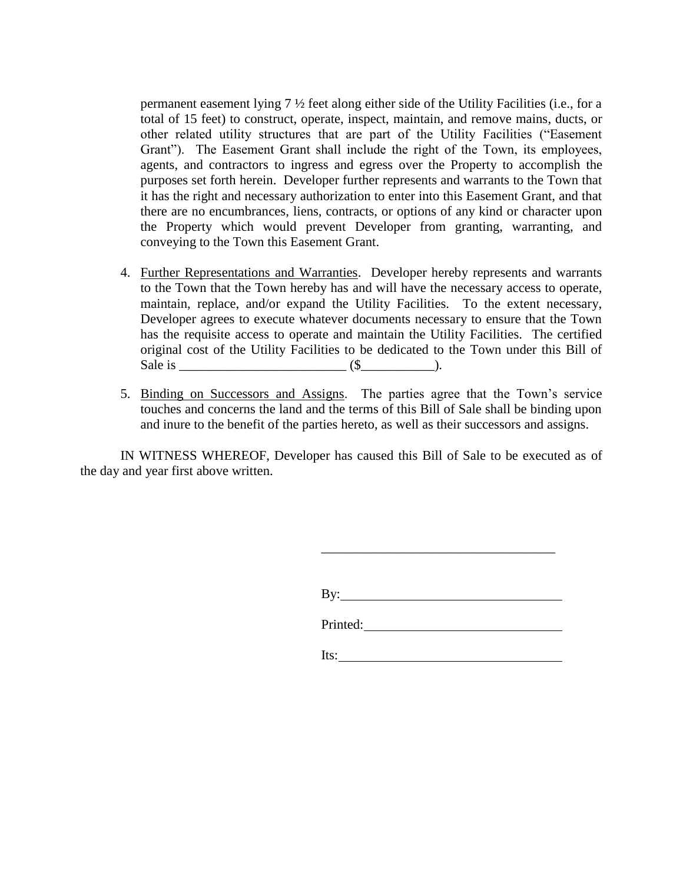permanent easement lying 7 ½ feet along either side of the Utility Facilities (i.e., for a total of 15 feet) to construct, operate, inspect, maintain, and remove mains, ducts, or other related utility structures that are part of the Utility Facilities ("Easement Grant"). The Easement Grant shall include the right of the Town, its employees, agents, and contractors to ingress and egress over the Property to accomplish the purposes set forth herein. Developer further represents and warrants to the Town that it has the right and necessary authorization to enter into this Easement Grant, and that there are no encumbrances, liens, contracts, or options of any kind or character upon the Property which would prevent Developer from granting, warranting, and conveying to the Town this Easement Grant.

4. <u>Further Representations and Warranties</u>. Developer hereby represents and warrants to the Town that the Town hereby has and will have the necessary access to operate, maintain, replace, and/or expand the Utility Facilities. To the extent necessary, Developer agrees to execute whatever documents necessary to ensure that the Town has the requisite access to operate and maintain the Utility Facilities. The certified original cost of the Utility Facilities to be dedicated to the Town under this Bill of Sale is _________________________ ($___________).

5. <u>Binding on Successors and Assigns</u>. The parties agree that the Town's service touches and concerns the land and the terms of this Bill of Sale shall be binding upon and inure to the benefit of the parties hereto, as well as their successors and assigns.

IN WITNESS WHEREOF, Developer has caused this Bill of Sale to be executed as of the day and year first above written.

___________________________________

By: _________________________________

Printed: _____________________________

Its: _________________________________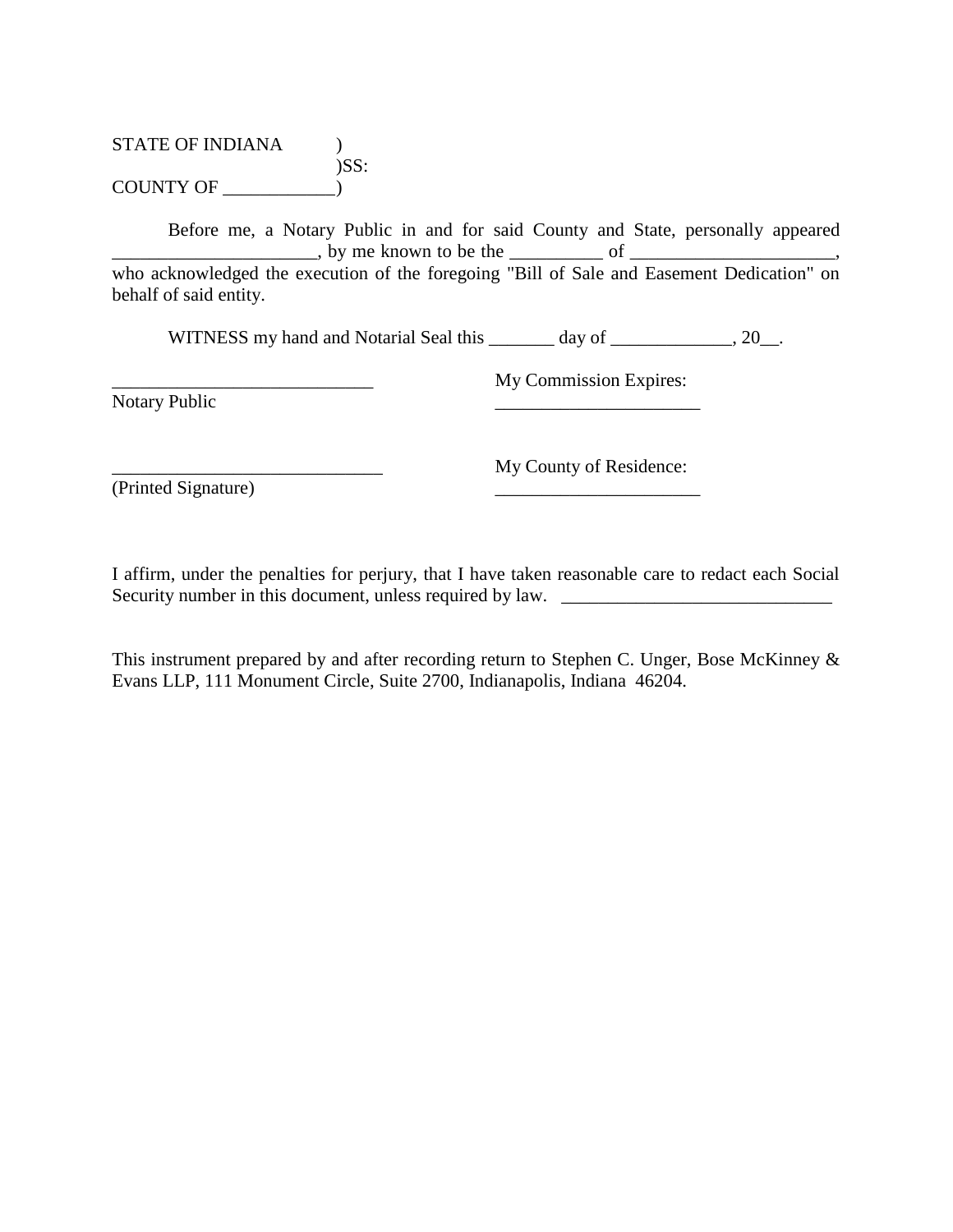STATE OF INDIANA )
)SS:
COUNTY OF ____________)

Before me, a Notary Public in and for said County and State, personally appeared ______________________, by me known to be the __________ of ______________________, who acknowledged the execution of the foregoing "Bill of Sale and Easement Dedication" on behalf of said entity.

WITNESS my hand and Notarial Seal this _______ day of _____________, 20__.

| | |
|---|---|
| ____________________________ | My Commission Expires: |
| Notary Public | ______________________ |
| ______________________________ | My County of Residence: |
| (Printed Signature) | ______________________ |

I affirm, under the penalties for perjury, that I have taken reasonable care to redact each Social Security number in this document, unless required by law. _____________________________

This instrument prepared by and after recording return to Stephen C. Unger, Bose McKinney & Evans LLP, 111 Monument Circle, Suite 2700, Indianapolis, Indiana 46204.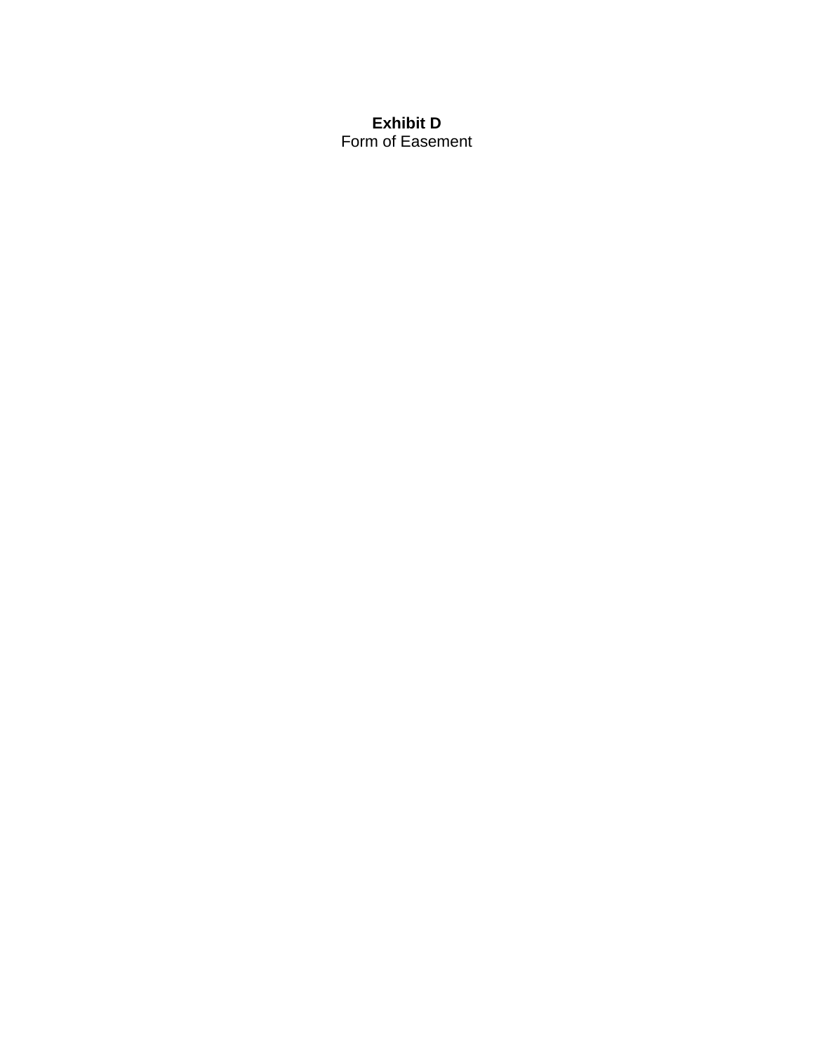**Exhibit D**

Form of Easement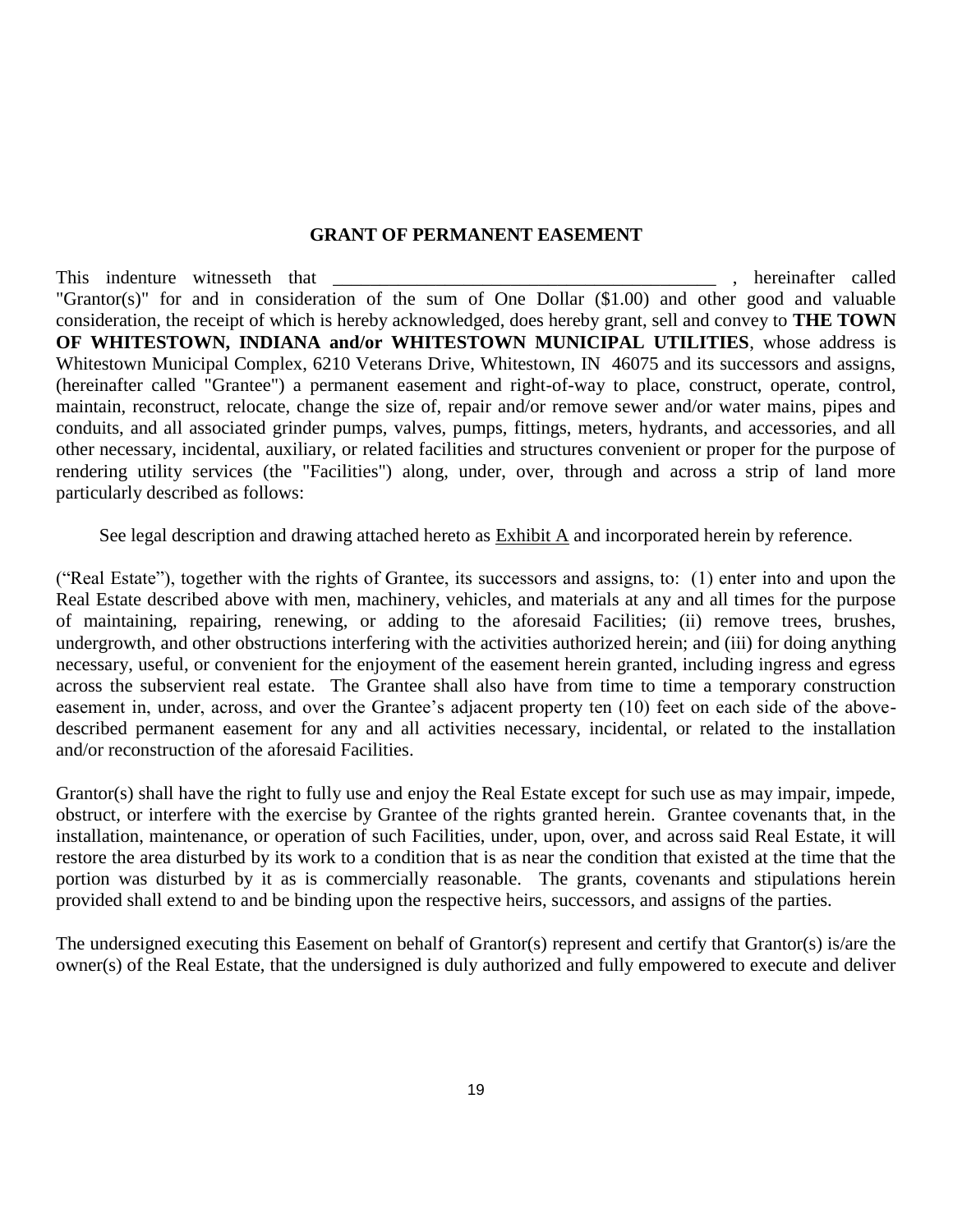## GRANT OF PERMANENT EASEMENT

This indenture witnesseth that ________________________________________ , hereinafter called "Grantor(s)" for and in consideration of the sum of One Dollar ($1.00) and other good and valuable consideration, the receipt of which is hereby acknowledged, does hereby grant, sell and convey to **THE TOWN OF WHITESTOWN, INDIANA and/or WHITESTOWN MUNICIPAL UTILITIES**, whose address is Whitestown Municipal Complex, 6210 Veterans Drive, Whitestown, IN 46075 and its successors and assigns, (hereinafter called "Grantee") a permanent easement and right-of-way to place, construct, operate, control, maintain, reconstruct, relocate, change the size of, repair and/or remove sewer and/or water mains, pipes and conduits, and all associated grinder pumps, valves, pumps, fittings, meters, hydrants, and accessories, and all other necessary, incidental, auxiliary, or related facilities and structures convenient or proper for the purpose of rendering utility services (the "Facilities") along, under, over, through and across a strip of land more particularly described as follows:

See legal description and drawing attached hereto as Exhibit A and incorporated herein by reference.

("Real Estate"), together with the rights of Grantee, its successors and assigns, to: (1) enter into and upon the Real Estate described above with men, machinery, vehicles, and materials at any and all times for the purpose of maintaining, repairing, renewing, or adding to the aforesaid Facilities; (ii) remove trees, brushes, undergrowth, and other obstructions interfering with the activities authorized herein; and (iii) for doing anything necessary, useful, or convenient for the enjoyment of the easement herein granted, including ingress and egress across the subservient real estate. The Grantee shall also have from time to time a temporary construction easement in, under, across, and over the Grantee's adjacent property ten (10) feet on each side of the above-described permanent easement for any and all activities necessary, incidental, or related to the installation and/or reconstruction of the aforesaid Facilities.

Grantor(s) shall have the right to fully use and enjoy the Real Estate except for such use as may impair, impede, obstruct, or interfere with the exercise by Grantee of the rights granted herein. Grantee covenants that, in the installation, maintenance, or operation of such Facilities, under, upon, over, and across said Real Estate, it will restore the area disturbed by its work to a condition that is as near the condition that existed at the time that the portion was disturbed by it as is commercially reasonable. The grants, covenants and stipulations herein provided shall extend to and be binding upon the respective heirs, successors, and assigns of the parties.

The undersigned executing this Easement on behalf of Grantor(s) represent and certify that Grantor(s) is/are the owner(s) of the Real Estate, that the undersigned is duly authorized and fully empowered to execute and deliver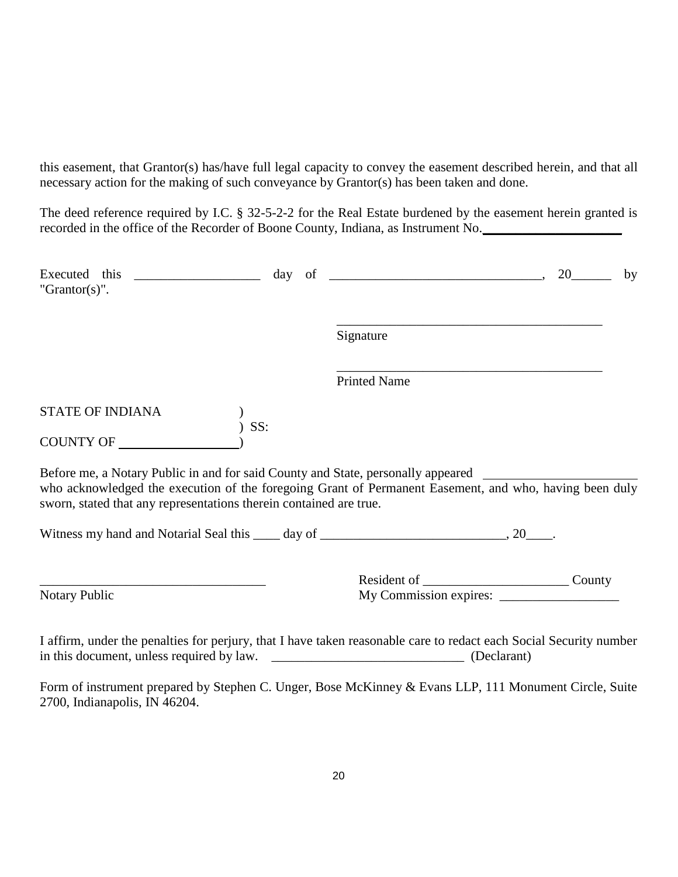this easement, that Grantor(s) has/have full legal capacity to convey the easement described herein, and that all necessary action for the making of such conveyance by Grantor(s) has been taken and done.

The deed reference required by I.C. § 32-5-2-2 for the Real Estate burdened by the easement herein granted is recorded in the office of the Recorder of Boone County, Indiana, as Instrument No.____________________

Executed this __________________ day of ______________________________, 20______ by "Grantor(s)".

_______________________________________
Signature

_______________________________________
Printed Name

STATE OF INDIANA )
) SS:
COUNTY OF __________________)

Before me, a Notary Public in and for said County and State, personally appeared ______________________ who acknowledged the execution of the foregoing Grant of Permanent Easement, and who, having been duly sworn, stated that any representations therein contained are true.

Witness my hand and Notarial Seal this ____ day of ___________________________, 20____.

_________________________________
Notary Public

Resident of _____________________ County
My Commission expires: _________________

I affirm, under the penalties for perjury, that I have taken reasonable care to redact each Social Security number in this document, unless required by law. ____________________________ (Declarant)

Form of instrument prepared by Stephen C. Unger, Bose McKinney & Evans LLP, 111 Monument Circle, Suite 2700, Indianapolis, IN 46204.